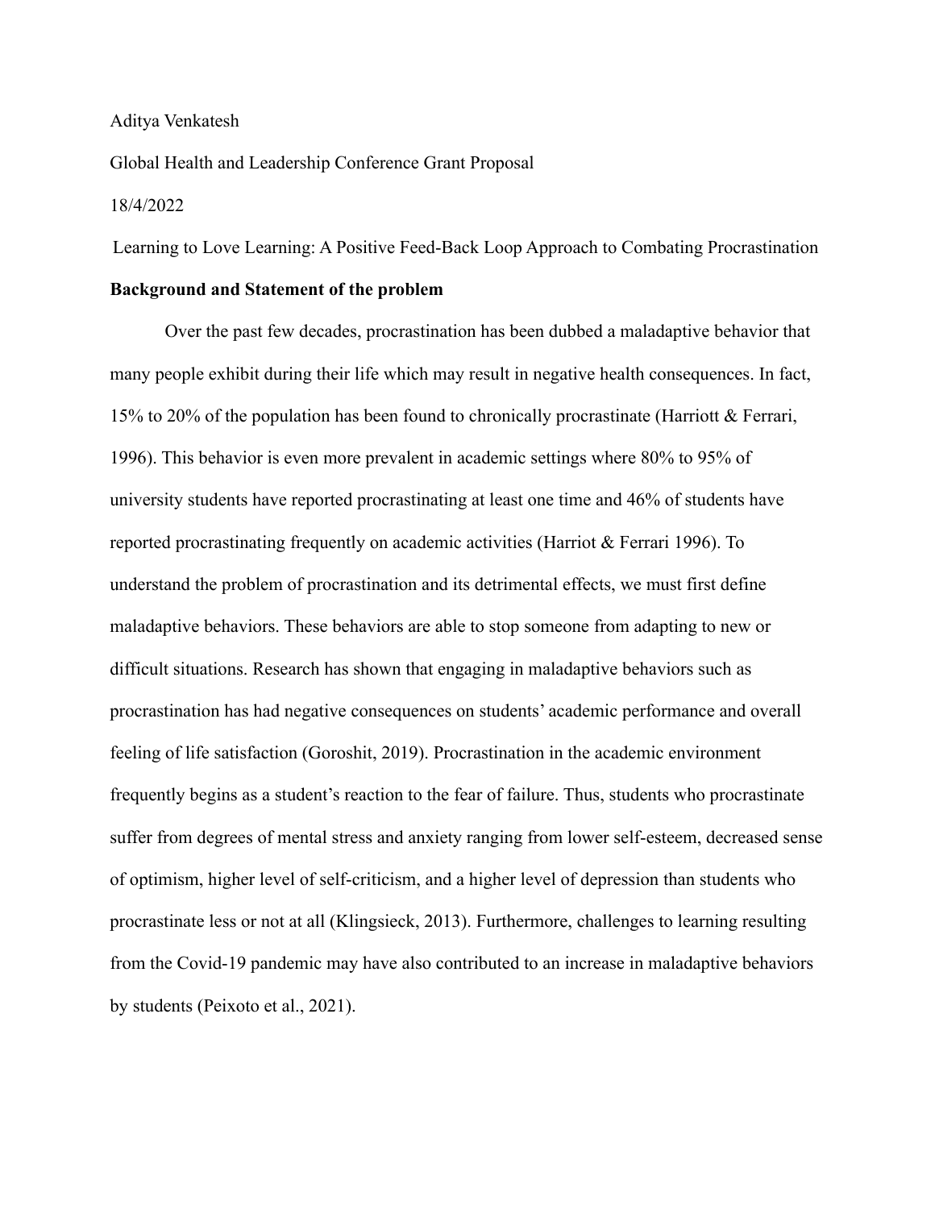Aditya Venkatesh

Global Health and Leadership Conference Grant Proposal

18/4/2022

Learning to Love Learning: A Positive Feed-Back Loop Approach to Combating Procrastination

## Background and Statement of the problem

Over the past few decades, procrastination has been dubbed a maladaptive behavior that many people exhibit during their life which may result in negative health consequences. In fact, 15% to 20% of the population has been found to chronically procrastinate (Harriott & Ferrari, 1996). This behavior is even more prevalent in academic settings where 80% to 95% of university students have reported procrastinating at least one time and 46% of students have reported procrastinating frequently on academic activities (Harriot & Ferrari 1996). To understand the problem of procrastination and its detrimental effects, we must first define maladaptive behaviors. These behaviors are able to stop someone from adapting to new or difficult situations. Research has shown that engaging in maladaptive behaviors such as procrastination has had negative consequences on students' academic performance and overall feeling of life satisfaction (Goroshit, 2019). Procrastination in the academic environment frequently begins as a student's reaction to the fear of failure. Thus, students who procrastinate suffer from degrees of mental stress and anxiety ranging from lower self-esteem, decreased sense of optimism, higher level of self-criticism, and a higher level of depression than students who procrastinate less or not at all (Klingsieck, 2013). Furthermore, challenges to learning resulting from the Covid-19 pandemic may have also contributed to an increase in maladaptive behaviors by students (Peixoto et al., 2021).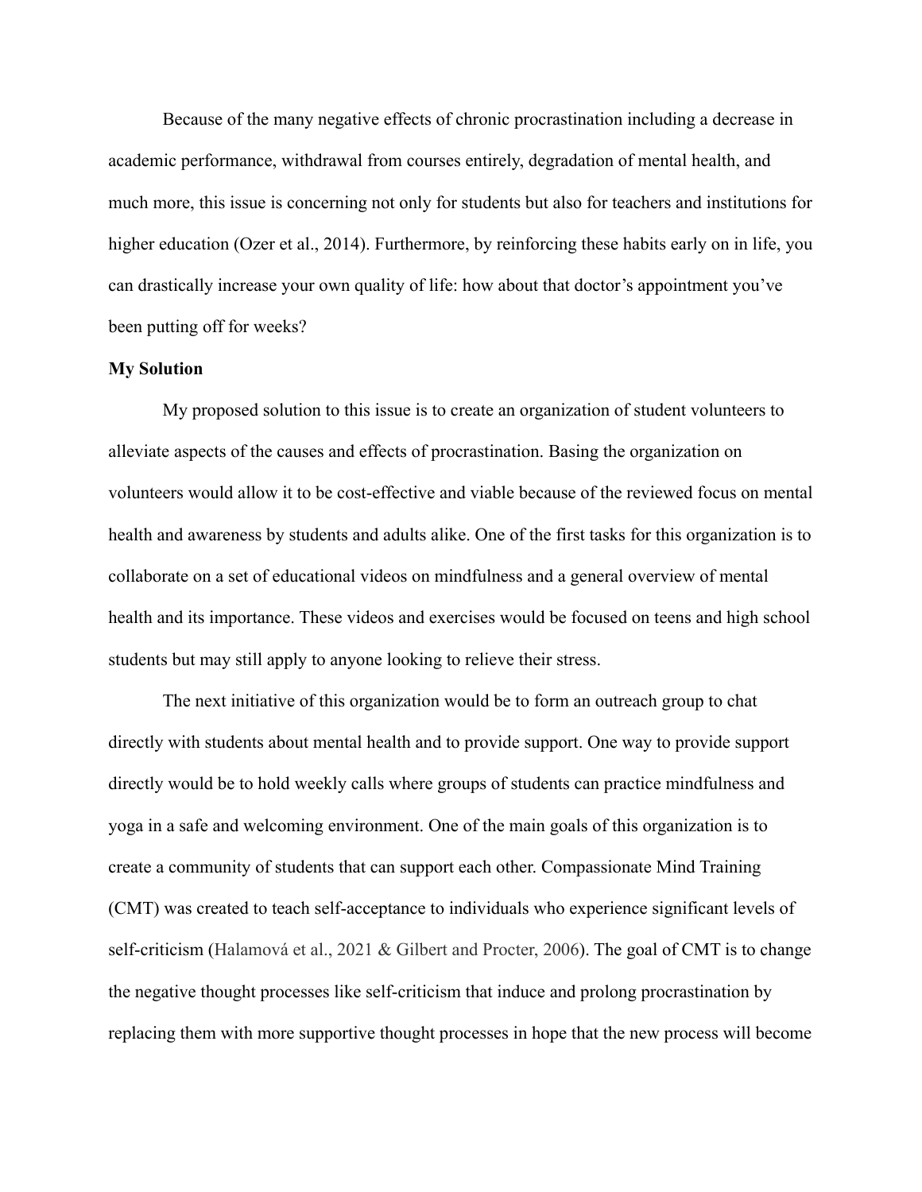Because of the many negative effects of chronic procrastination including a decrease in academic performance, withdrawal from courses entirely, degradation of mental health, and much more, this issue is concerning not only for students but also for teachers and institutions for higher education (Ozer et al., 2014). Furthermore, by reinforcing these habits early on in life, you can drastically increase your own quality of life: how about that doctor's appointment you've been putting off for weeks?

**My Solution**

My proposed solution to this issue is to create an organization of student volunteers to alleviate aspects of the causes and effects of procrastination. Basing the organization on volunteers would allow it to be cost-effective and viable because of the reviewed focus on mental health and awareness by students and adults alike. One of the first tasks for this organization is to collaborate on a set of educational videos on mindfulness and a general overview of mental health and its importance. These videos and exercises would be focused on teens and high school students but may still apply to anyone looking to relieve their stress.

The next initiative of this organization would be to form an outreach group to chat directly with students about mental health and to provide support. One way to provide support directly would be to hold weekly calls where groups of students can practice mindfulness and yoga in a safe and welcoming environment. One of the main goals of this organization is to create a community of students that can support each other. Compassionate Mind Training (CMT) was created to teach self-acceptance to individuals who experience significant levels of self-criticism (Halamová et al., 2021 & Gilbert and Procter, 2006). The goal of CMT is to change the negative thought processes like self-criticism that induce and prolong procrastination by replacing them with more supportive thought processes in hope that the new process will become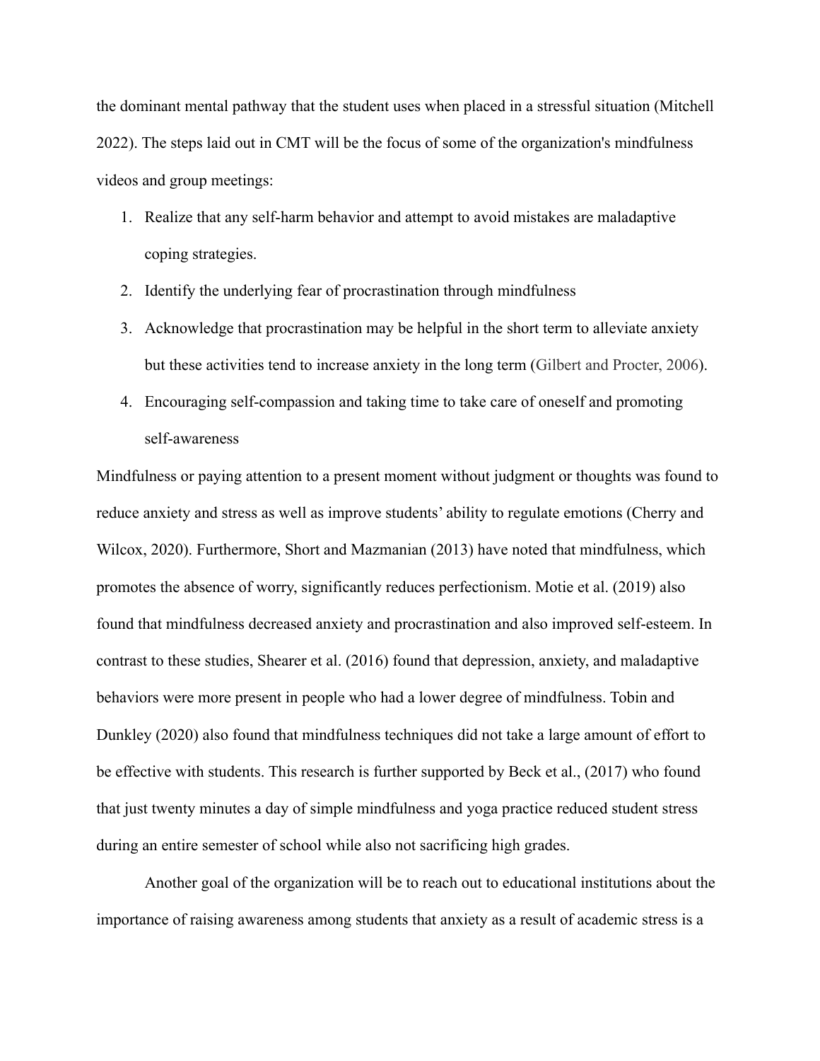the dominant mental pathway that the student uses when placed in a stressful situation (Mitchell 2022). The steps laid out in CMT will be the focus of some of the organization's mindfulness videos and group meetings:

1. Realize that any self-harm behavior and attempt to avoid mistakes are maladaptive coping strategies.
2. Identify the underlying fear of procrastination through mindfulness
3. Acknowledge that procrastination may be helpful in the short term to alleviate anxiety but these activities tend to increase anxiety in the long term (Gilbert and Procter, 2006).
4. Encouraging self-compassion and taking time to take care of oneself and promoting self-awareness

Mindfulness or paying attention to a present moment without judgment or thoughts was found to reduce anxiety and stress as well as improve students' ability to regulate emotions (Cherry and Wilcox, 2020). Furthermore, Short and Mazmanian (2013) have noted that mindfulness, which promotes the absence of worry, significantly reduces perfectionism. Motie et al. (2019) also found that mindfulness decreased anxiety and procrastination and also improved self-esteem. In contrast to these studies, Shearer et al. (2016) found that depression, anxiety, and maladaptive behaviors were more present in people who had a lower degree of mindfulness. Tobin and Dunkley (2020) also found that mindfulness techniques did not take a large amount of effort to be effective with students. This research is further supported by Beck et al., (2017) who found that just twenty minutes a day of simple mindfulness and yoga practice reduced student stress during an entire semester of school while also not sacrificing high grades.

Another goal of the organization will be to reach out to educational institutions about the importance of raising awareness among students that anxiety as a result of academic stress is a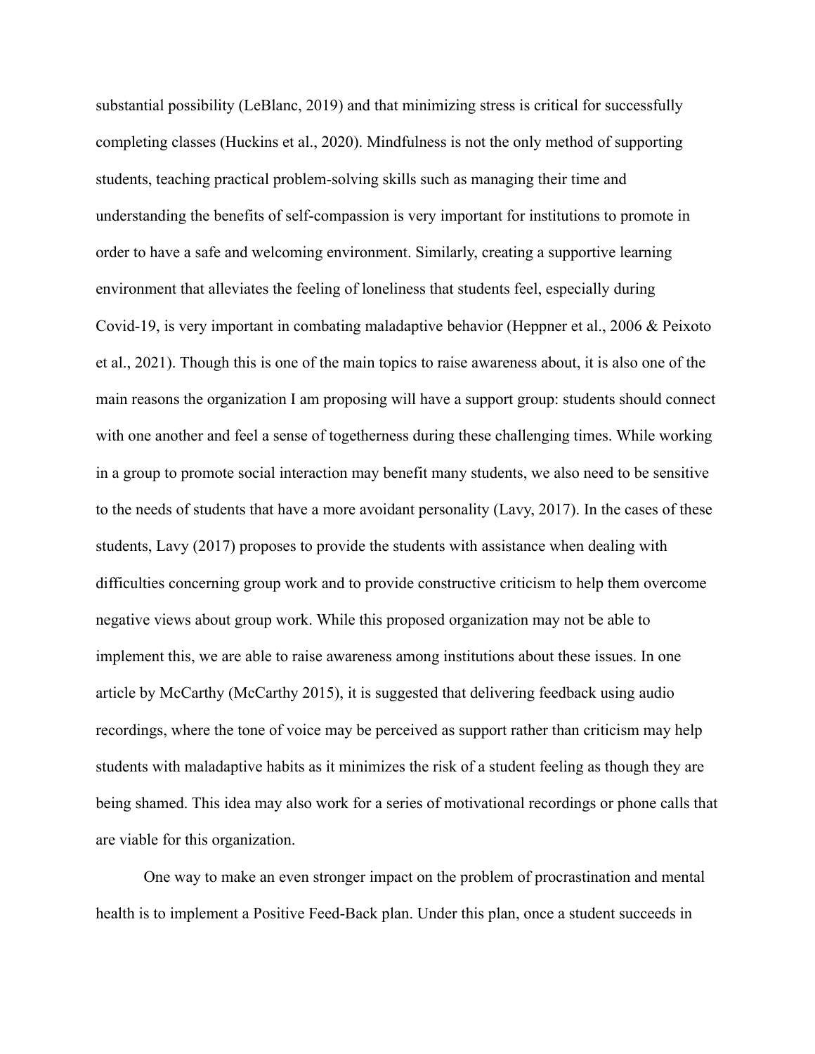substantial possibility (LeBlanc, 2019) and that minimizing stress is critical for successfully completing classes (Huckins et al., 2020). Mindfulness is not the only method of supporting students, teaching practical problem-solving skills such as managing their time and understanding the benefits of self-compassion is very important for institutions to promote in order to have a safe and welcoming environment. Similarly, creating a supportive learning environment that alleviates the feeling of loneliness that students feel, especially during Covid-19, is very important in combating maladaptive behavior (Heppner et al., 2006 & Peixoto et al., 2021). Though this is one of the main topics to raise awareness about, it is also one of the main reasons the organization I am proposing will have a support group: students should connect with one another and feel a sense of togetherness during these challenging times. While working in a group to promote social interaction may benefit many students, we also need to be sensitive to the needs of students that have a more avoidant personality (Lavy, 2017). In the cases of these students, Lavy (2017) proposes to provide the students with assistance when dealing with difficulties concerning group work and to provide constructive criticism to help them overcome negative views about group work. While this proposed organization may not be able to implement this, we are able to raise awareness among institutions about these issues. In one article by McCarthy (McCarthy 2015), it is suggested that delivering feedback using audio recordings, where the tone of voice may be perceived as support rather than criticism may help students with maladaptive habits as it minimizes the risk of a student feeling as though they are being shamed. This idea may also work for a series of motivational recordings or phone calls that are viable for this organization.

One way to make an even stronger impact on the problem of procrastination and mental health is to implement a Positive Feed-Back plan. Under this plan, once a student succeeds in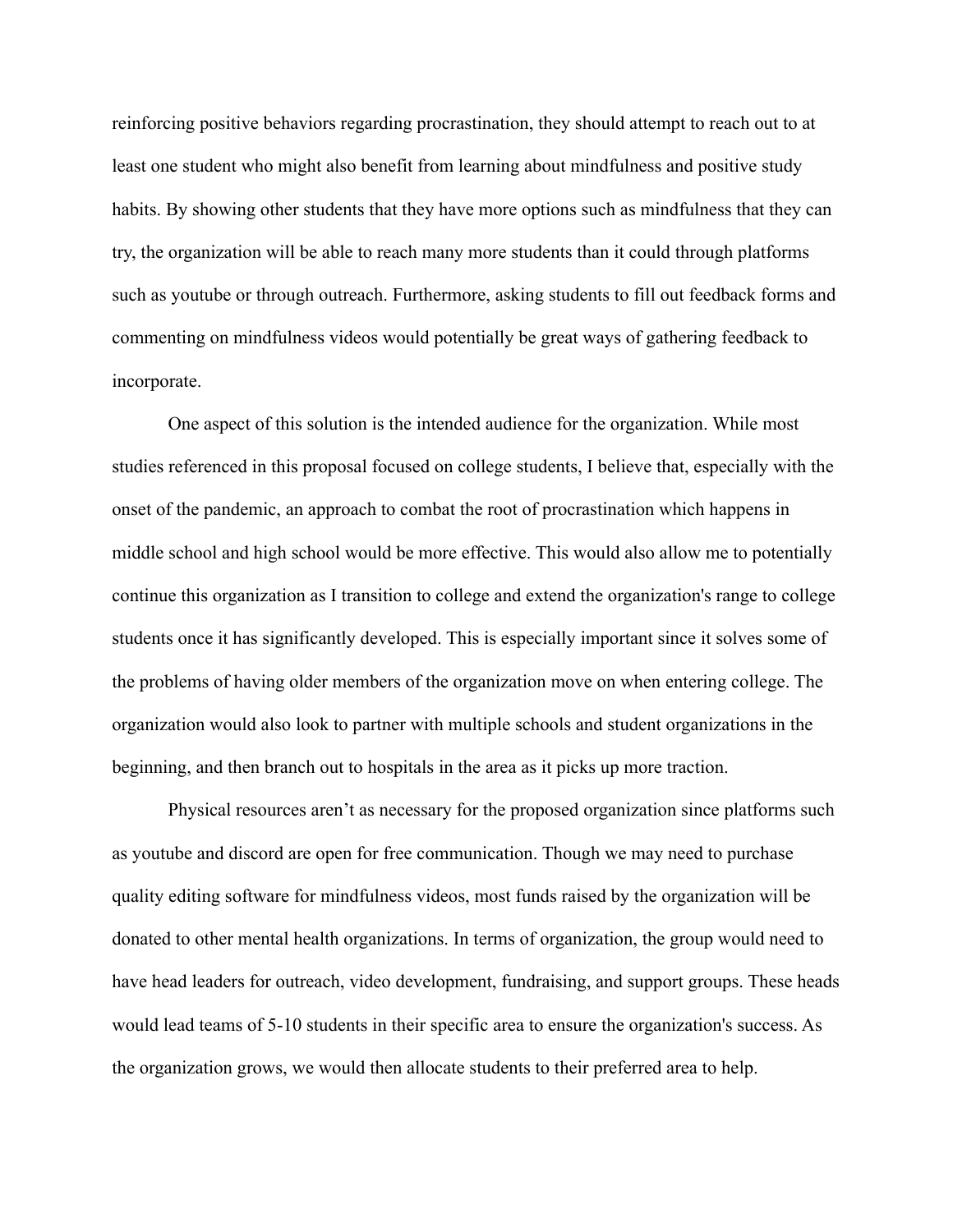reinforcing positive behaviors regarding procrastination, they should attempt to reach out to at least one student who might also benefit from learning about mindfulness and positive study habits. By showing other students that they have more options such as mindfulness that they can try, the organization will be able to reach many more students than it could through platforms such as youtube or through outreach. Furthermore, asking students to fill out feedback forms and commenting on mindfulness videos would potentially be great ways of gathering feedback to incorporate.

One aspect of this solution is the intended audience for the organization. While most studies referenced in this proposal focused on college students, I believe that, especially with the onset of the pandemic, an approach to combat the root of procrastination which happens in middle school and high school would be more effective. This would also allow me to potentially continue this organization as I transition to college and extend the organization's range to college students once it has significantly developed. This is especially important since it solves some of the problems of having older members of the organization move on when entering college. The organization would also look to partner with multiple schools and student organizations in the beginning, and then branch out to hospitals in the area as it picks up more traction.

Physical resources aren't as necessary for the proposed organization since platforms such as youtube and discord are open for free communication. Though we may need to purchase quality editing software for mindfulness videos, most funds raised by the organization will be donated to other mental health organizations. In terms of organization, the group would need to have head leaders for outreach, video development, fundraising, and support groups. These heads would lead teams of 5-10 students in their specific area to ensure the organization's success. As the organization grows, we would then allocate students to their preferred area to help.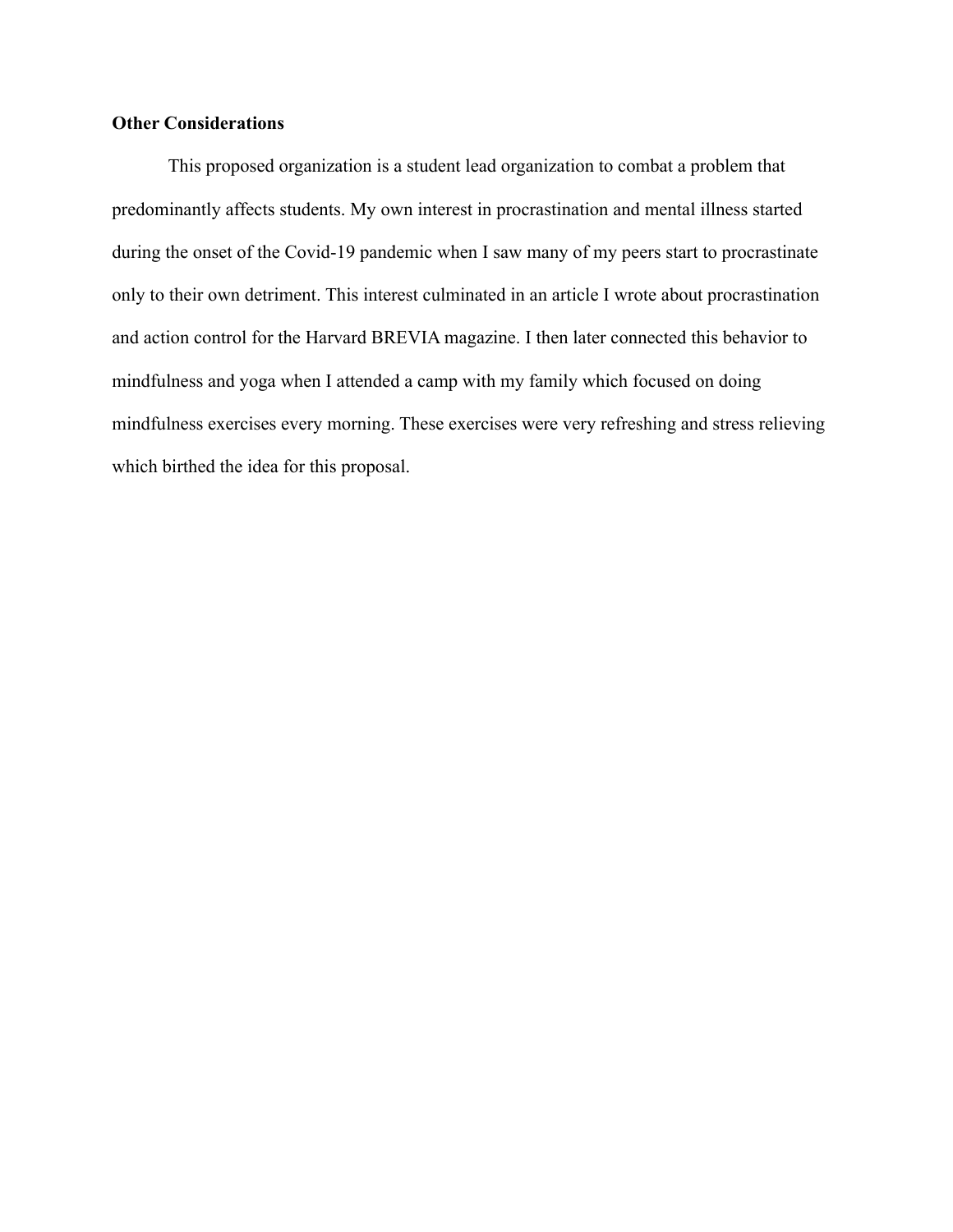**Other Considerations**

This proposed organization is a student lead organization to combat a problem that predominantly affects students. My own interest in procrastination and mental illness started during the onset of the Covid-19 pandemic when I saw many of my peers start to procrastinate only to their own detriment. This interest culminated in an article I wrote about procrastination and action control for the Harvard BREVIA magazine. I then later connected this behavior to mindfulness and yoga when I attended a camp with my family which focused on doing mindfulness exercises every morning. These exercises were very refreshing and stress relieving which birthed the idea for this proposal.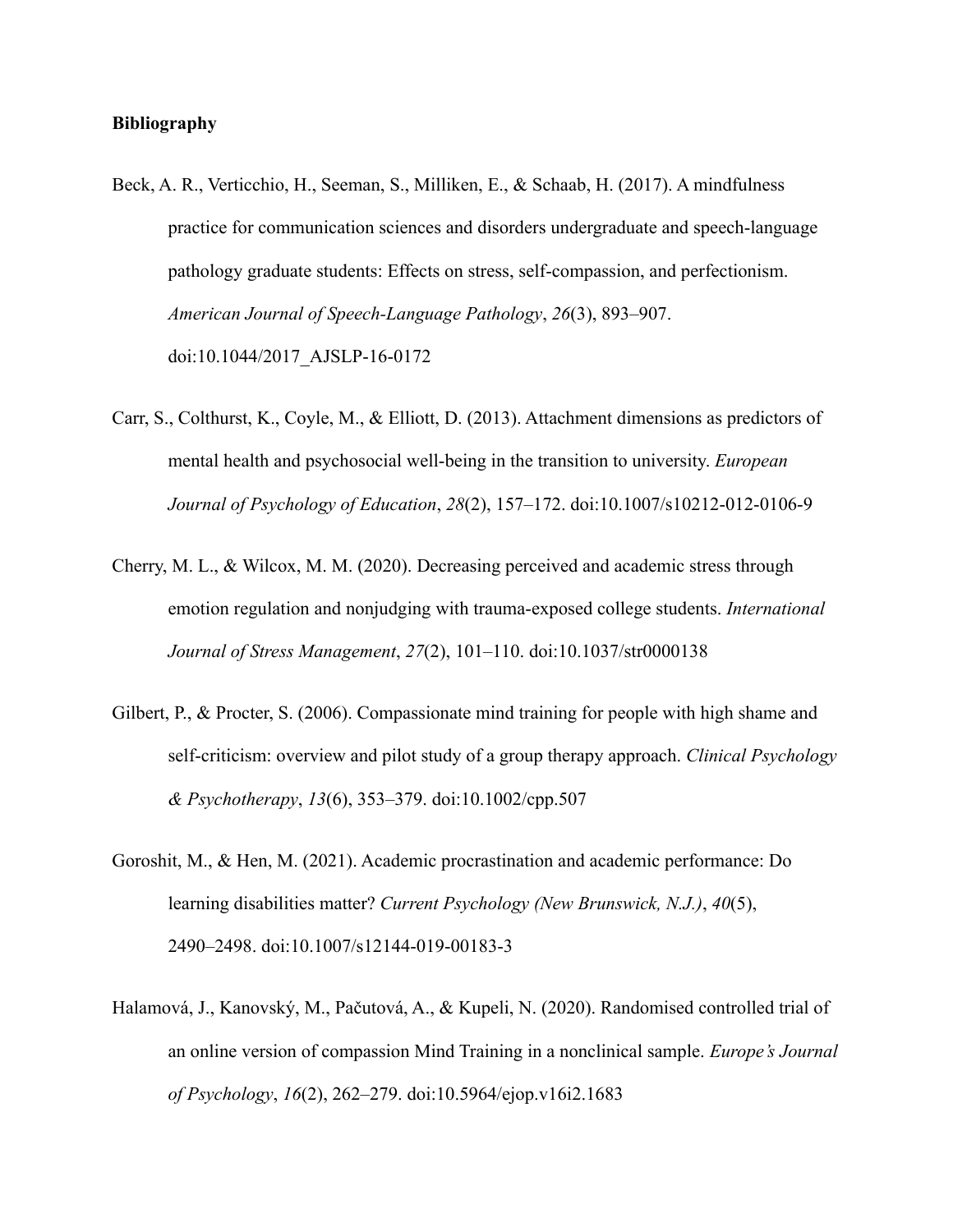**Bibliography**

Beck, A. R., Verticchio, H., Seeman, S., Milliken, E., & Schaab, H. (2017). A mindfulness practice for communication sciences and disorders undergraduate and speech-language pathology graduate students: Effects on stress, self-compassion, and perfectionism. *American Journal of Speech-Language Pathology*, *26*(3), 893–907. doi:10.1044/2017_AJSLP-16-0172

Carr, S., Colthurst, K., Coyle, M., & Elliott, D. (2013). Attachment dimensions as predictors of mental health and psychosocial well-being in the transition to university. *European Journal of Psychology of Education*, *28*(2), 157–172. doi:10.1007/s10212-012-0106-9

Cherry, M. L., & Wilcox, M. M. (2020). Decreasing perceived and academic stress through emotion regulation and nonjudging with trauma-exposed college students. *International Journal of Stress Management*, *27*(2), 101–110. doi:10.1037/str0000138

Gilbert, P., & Procter, S. (2006). Compassionate mind training for people with high shame and self-criticism: overview and pilot study of a group therapy approach. *Clinical Psychology & Psychotherapy*, *13*(6), 353–379. doi:10.1002/cpp.507

Goroshit, M., & Hen, M. (2021). Academic procrastination and academic performance: Do learning disabilities matter? *Current Psychology (New Brunswick, N.J.)*, *40*(5), 2490–2498. doi:10.1007/s12144-019-00183-3

Halamová, J., Kanovský, M., Pačutová, A., & Kupeli, N. (2020). Randomised controlled trial of an online version of compassion Mind Training in a nonclinical sample. *Europe's Journal of Psychology*, *16*(2), 262–279. doi:10.5964/ejop.v16i2.1683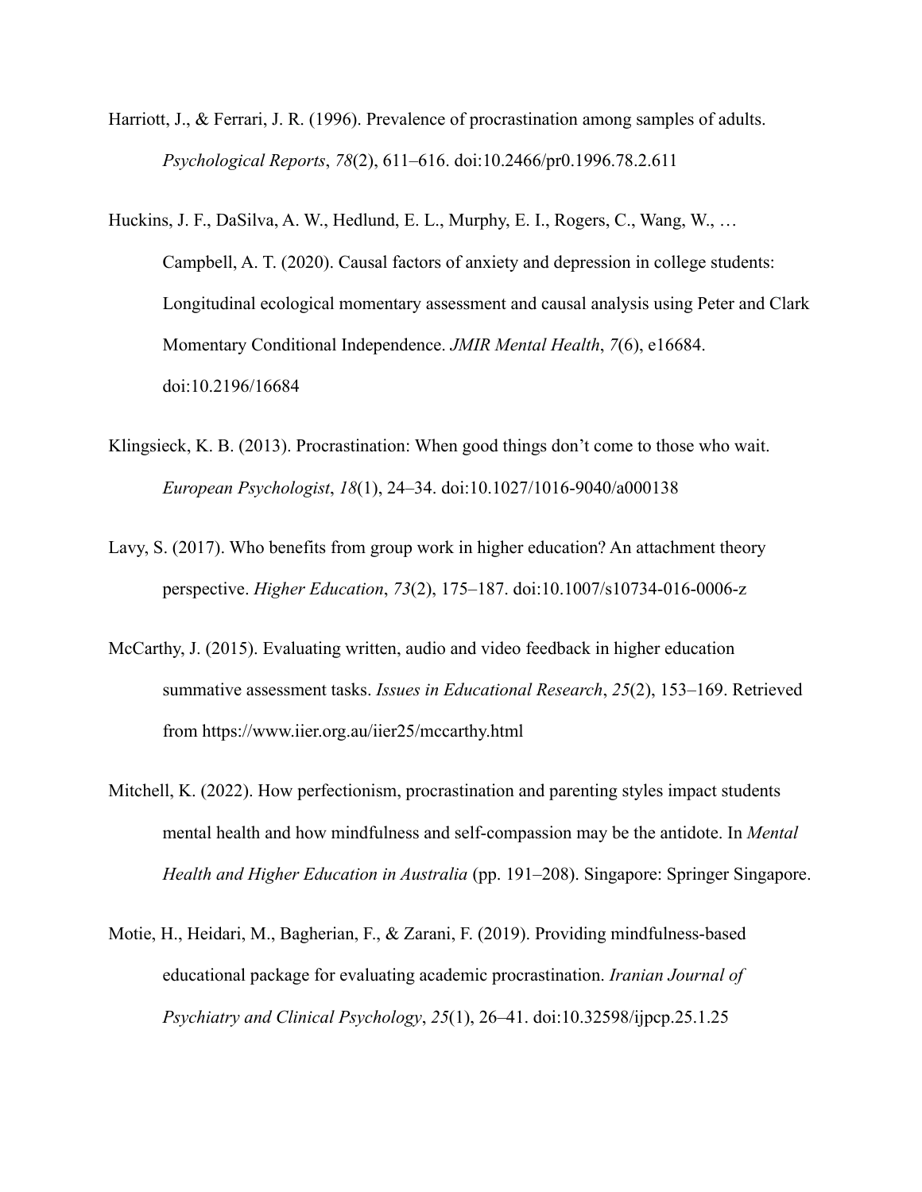Harriott, J., & Ferrari, J. R. (1996). Prevalence of procrastination among samples of adults. *Psychological Reports*, *78*(2), 611–616. doi:10.2466/pr0.1996.78.2.611

Huckins, J. F., DaSilva, A. W., Hedlund, E. L., Murphy, E. I., Rogers, C., Wang, W., … Campbell, A. T. (2020). Causal factors of anxiety and depression in college students: Longitudinal ecological momentary assessment and causal analysis using Peter and Clark Momentary Conditional Independence. *JMIR Mental Health*, *7*(6), e16684. doi:10.2196/16684

Klingsieck, K. B. (2013). Procrastination: When good things don't come to those who wait. *European Psychologist*, *18*(1), 24–34. doi:10.1027/1016-9040/a000138

Lavy, S. (2017). Who benefits from group work in higher education? An attachment theory perspective. *Higher Education*, *73*(2), 175–187. doi:10.1007/s10734-016-0006-z

McCarthy, J. (2015). Evaluating written, audio and video feedback in higher education summative assessment tasks. *Issues in Educational Research*, *25*(2), 153–169. Retrieved from https://www.iier.org.au/iier25/mccarthy.html

Mitchell, K. (2022). How perfectionism, procrastination and parenting styles impact students mental health and how mindfulness and self-compassion may be the antidote. In *Mental Health and Higher Education in Australia* (pp. 191–208). Singapore: Springer Singapore.

Motie, H., Heidari, M., Bagherian, F., & Zarani, F. (2019). Providing mindfulness-based educational package for evaluating academic procrastination. *Iranian Journal of Psychiatry and Clinical Psychology*, *25*(1), 26–41. doi:10.32598/ijpcp.25.1.25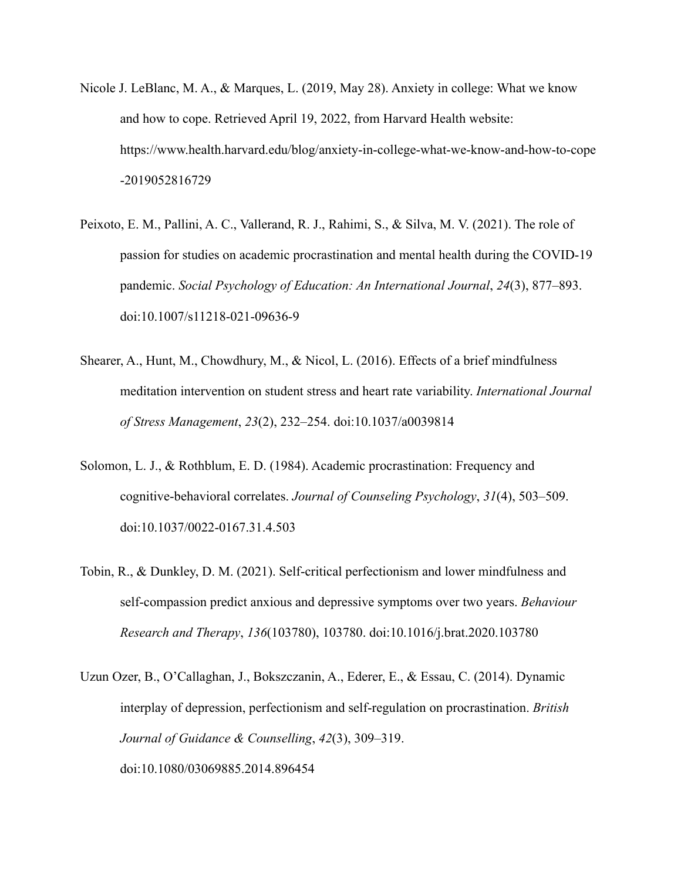Nicole J. LeBlanc, M. A., & Marques, L. (2019, May 28). Anxiety in college: What we know and how to cope. Retrieved April 19, 2022, from Harvard Health website: https://www.health.harvard.edu/blog/anxiety-in-college-what-we-know-and-how-to-cope-2019052816729

Peixoto, E. M., Pallini, A. C., Vallerand, R. J., Rahimi, S., & Silva, M. V. (2021). The role of passion for studies on academic procrastination and mental health during the COVID-19 pandemic. *Social Psychology of Education: An International Journal*, *24*(3), 877–893. doi:10.1007/s11218-021-09636-9

Shearer, A., Hunt, M., Chowdhury, M., & Nicol, L. (2016). Effects of a brief mindfulness meditation intervention on student stress and heart rate variability. *International Journal of Stress Management*, *23*(2), 232–254. doi:10.1037/a0039814

Solomon, L. J., & Rothblum, E. D. (1984). Academic procrastination: Frequency and cognitive-behavioral correlates. *Journal of Counseling Psychology*, *31*(4), 503–509. doi:10.1037/0022-0167.31.4.503

Tobin, R., & Dunkley, D. M. (2021). Self-critical perfectionism and lower mindfulness and self-compassion predict anxious and depressive symptoms over two years. *Behaviour Research and Therapy*, *136*(103780), 103780. doi:10.1016/j.brat.2020.103780

Uzun Ozer, B., O'Callaghan, J., Bokszczanin, A., Ederer, E., & Essau, C. (2014). Dynamic interplay of depression, perfectionism and self-regulation on procrastination. *British Journal of Guidance & Counselling*, *42*(3), 309–319. doi:10.1080/03069885.2014.896454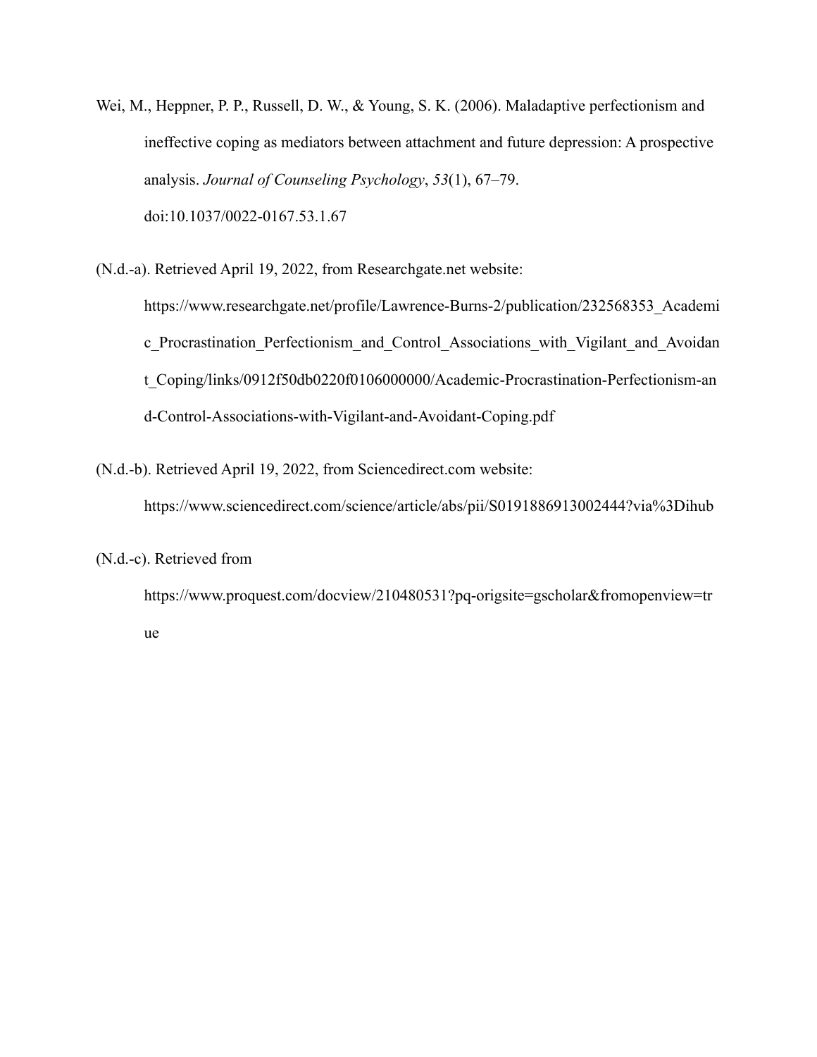Wei, M., Heppner, P. P., Russell, D. W., & Young, S. K. (2006). Maladaptive perfectionism and ineffective coping as mediators between attachment and future depression: A prospective analysis. *Journal of Counseling Psychology*, *53*(1), 67–79. doi:10.1037/0022-0167.53.1.67

(N.d.-a). Retrieved April 19, 2022, from Researchgate.net website: https://www.researchgate.net/profile/Lawrence-Burns-2/publication/232568353_Academic_Procrastination_Perfectionism_and_Control_Associations_with_Vigilant_and_Avoidant_Coping/links/0912f50db0220f0106000000/Academic-Procrastination-Perfectionism-and-Control-Associations-with-Vigilant-and-Avoidant-Coping.pdf

(N.d.-b). Retrieved April 19, 2022, from Sciencedirect.com website: https://www.sciencedirect.com/science/article/abs/pii/S0191886913002444?via%3Dihub

(N.d.-c). Retrieved from https://www.proquest.com/docview/210480531?pq-origsite=gscholar&fromopenview=true